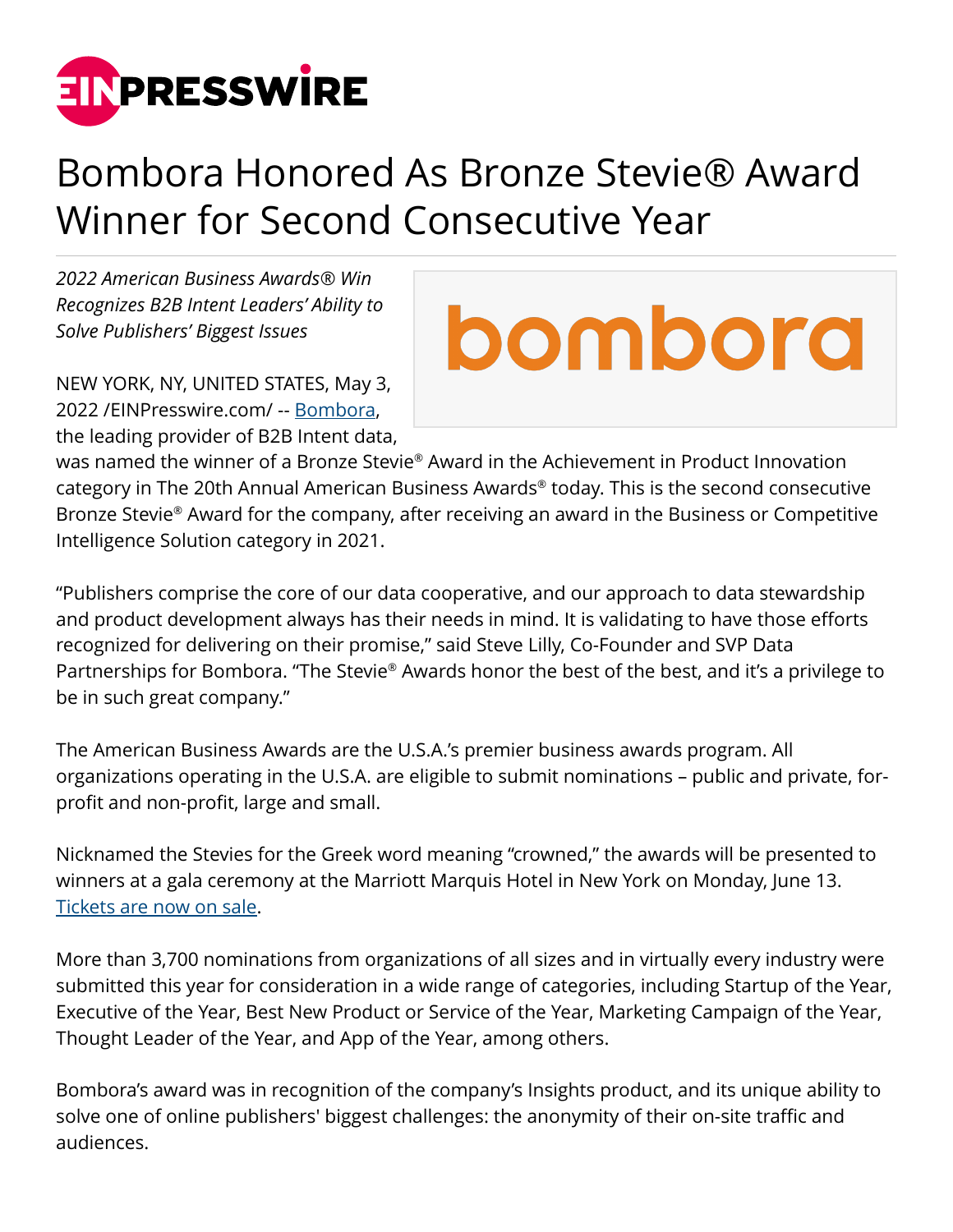# Bombora Honored As Bronze Stevie® Award Winner for Second Consecutive Year

*2022 American Business Awards® Win Recognizes B2B Intent Leaders' Ability to Solve Publishers' Biggest Issues*

NEW YORK, NY, UNITED STATES, May 3, 2022 /EINPresswire.com/ -- Bombora, the leading provider of B2B Intent data, was named the winner of a Bronze Stevie® Award in the Achievement in Product Innovation category in The 20th Annual American Business Awards® today. This is the second consecutive Bronze Stevie® Award for the company, after receiving an award in the Business or Competitive Intelligence Solution category in 2021.

"Publishers comprise the core of our data cooperative, and our approach to data stewardship and product development always has their needs in mind. It is validating to have those efforts recognized for delivering on their promise," said Steve Lilly, Co-Founder and SVP Data Partnerships for Bombora. "The Stevie® Awards honor the best of the best, and it's a privilege to be in such great company."

The American Business Awards are the U.S.A.'s premier business awards program. All organizations operating in the U.S.A. are eligible to submit nominations – public and private, for-profit and non-profit, large and small.

Nicknamed the Stevies for the Greek word meaning "crowned," the awards will be presented to winners at a gala ceremony at the Marriott Marquis Hotel in New York on Monday, June 13. Tickets are now on sale.

More than 3,700 nominations from organizations of all sizes and in virtually every industry were submitted this year for consideration in a wide range of categories, including Startup of the Year, Executive of the Year, Best New Product or Service of the Year, Marketing Campaign of the Year, Thought Leader of the Year, and App of the Year, among others.

Bombora's award was in recognition of the company's Insights product, and its unique ability to solve one of online publishers' biggest challenges: the anonymity of their on-site traffic and audiences.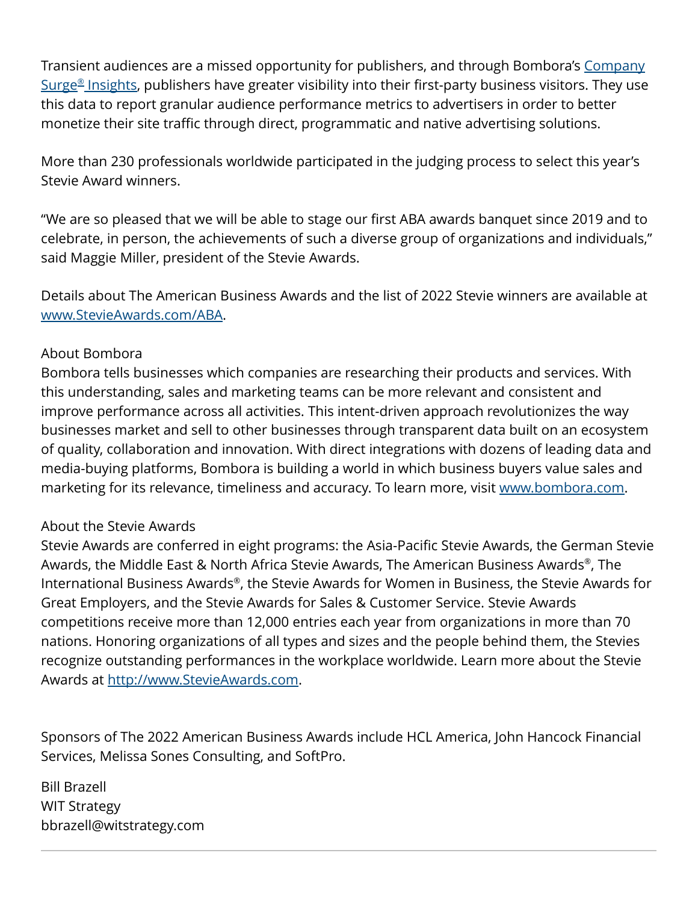Transient audiences are a missed opportunity for publishers, and through Bombora's [Company Surge® Insights](), publishers have greater visibility into their first-party business visitors. They use this data to report granular audience performance metrics to advertisers in order to better monetize their site traffic through direct, programmatic and native advertising solutions.

More than 230 professionals worldwide participated in the judging process to select this year's Stevie Award winners.

"We are so pleased that we will be able to stage our first ABA awards banquet since 2019 and to celebrate, in person, the achievements of such a diverse group of organizations and individuals," said Maggie Miller, president of the Stevie Awards.

Details about The American Business Awards and the list of 2022 Stevie winners are available at www.StevieAwards.com/ABA.

About Bombora
Bombora tells businesses which companies are researching their products and services. With this understanding, sales and marketing teams can be more relevant and consistent and improve performance across all activities. This intent-driven approach revolutionizes the way businesses market and sell to other businesses through transparent data built on an ecosystem of quality, collaboration and innovation. With direct integrations with dozens of leading data and media-buying platforms, Bombora is building a world in which business buyers value sales and marketing for its relevance, timeliness and accuracy. To learn more, visit www.bombora.com.

About the Stevie Awards
Stevie Awards are conferred in eight programs: the Asia-Pacific Stevie Awards, the German Stevie Awards, the Middle East & North Africa Stevie Awards, The American Business Awards®, The International Business Awards®, the Stevie Awards for Women in Business, the Stevie Awards for Great Employers, and the Stevie Awards for Sales & Customer Service. Stevie Awards competitions receive more than 12,000 entries each year from organizations in more than 70 nations. Honoring organizations of all types and sizes and the people behind them, the Stevies recognize outstanding performances in the workplace worldwide. Learn more about the Stevie Awards at http://www.StevieAwards.com.

Sponsors of The 2022 American Business Awards include HCL America, John Hancock Financial Services, Melissa Sones Consulting, and SoftPro.

Bill Brazell
WIT Strategy
bbrazell@witstrategy.com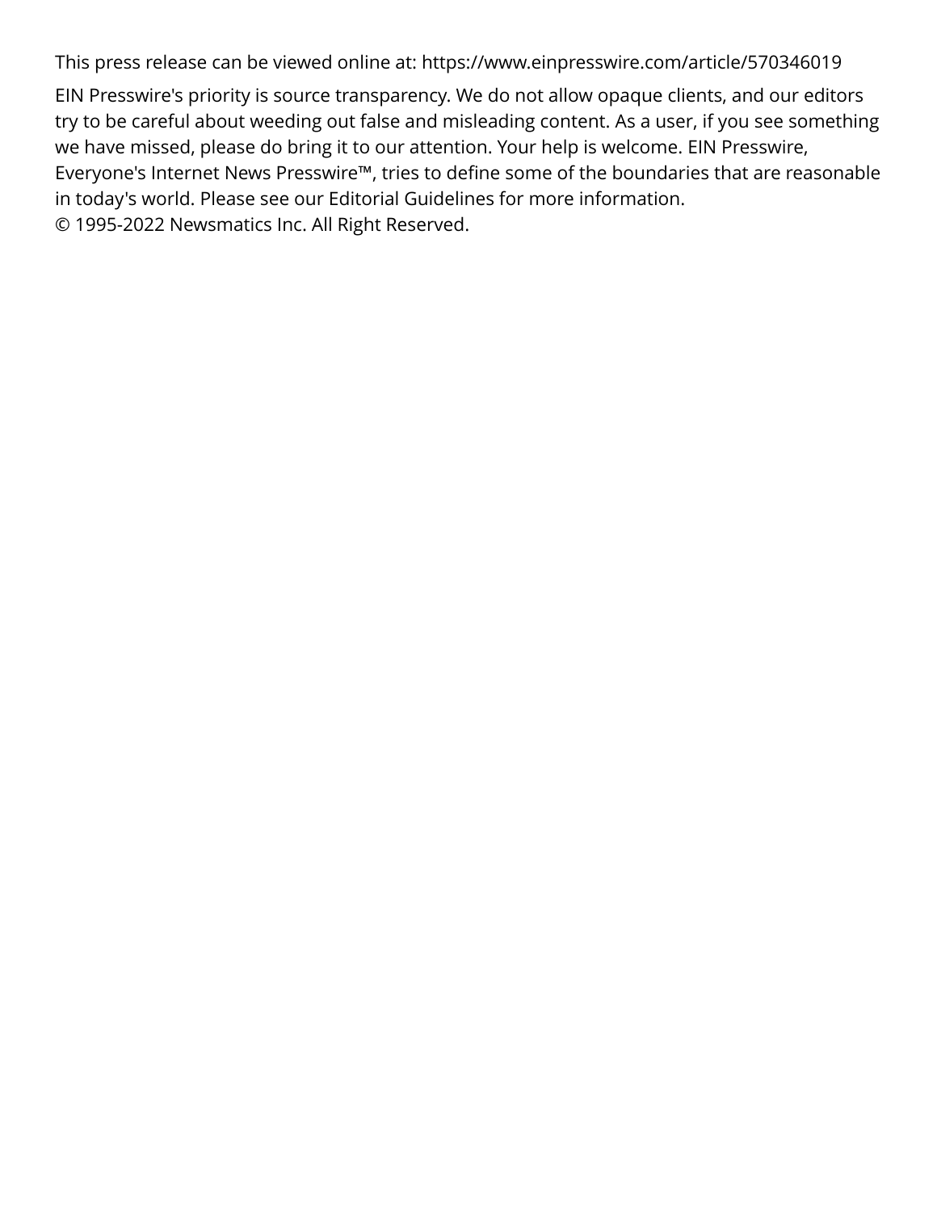This press release can be viewed online at: https://www.einpresswire.com/article/570346019

EIN Presswire's priority is source transparency. We do not allow opaque clients, and our editors try to be careful about weeding out false and misleading content. As a user, if you see something we have missed, please do bring it to our attention. Your help is welcome. EIN Presswire, Everyone's Internet News Presswire™, tries to define some of the boundaries that are reasonable in today's world. Please see our Editorial Guidelines for more information.
© 1995-2022 Newsmatics Inc. All Right Reserved.